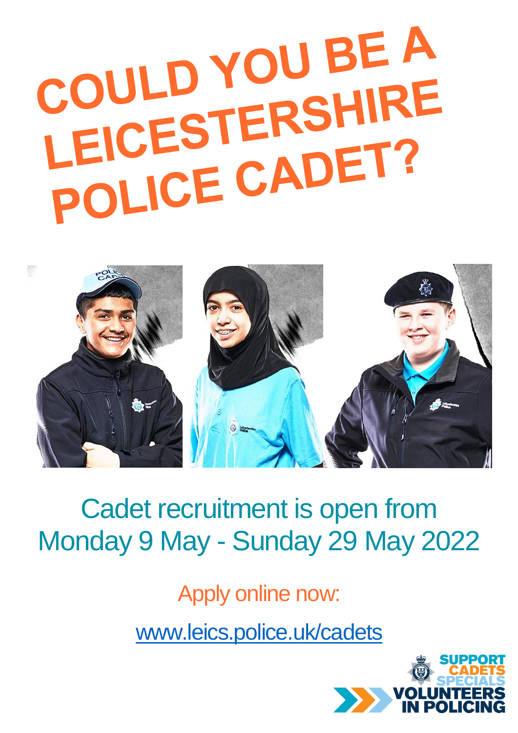# COULD YOU BE A LEICESTERSHIRE POLICE CADET?

Cadet recruitment is open from Monday 9 May - Sunday 29 May 2022

Apply online now:

www.leics.police.uk/cadets

SUPPORT
CADETS
SPECIALS
VOLUNTEERS IN POLICING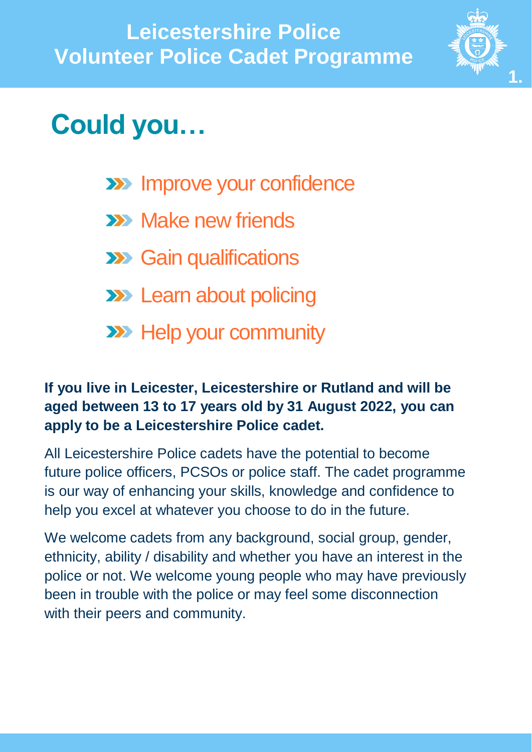# Leicestershire Police Volunteer Police Cadet Programme

## Could you…

- Improve your confidence
- Make new friends
- Gain qualifications
- Learn about policing
- Help your community

**If you live in Leicester, Leicestershire or Rutland and will be aged between 13 to 17 years old by 31 August 2022, you can apply to be a Leicestershire Police cadet.**

All Leicestershire Police cadets have the potential to become future police officers, PCSOs or police staff. The cadet programme is our way of enhancing your skills, knowledge and confidence to help you excel at whatever you choose to do in the future.

We welcome cadets from any background, social group, gender, ethnicity, ability / disability and whether you have an interest in the police or not. We welcome young people who may have previously been in trouble with the police or may feel some disconnection with their peers and community.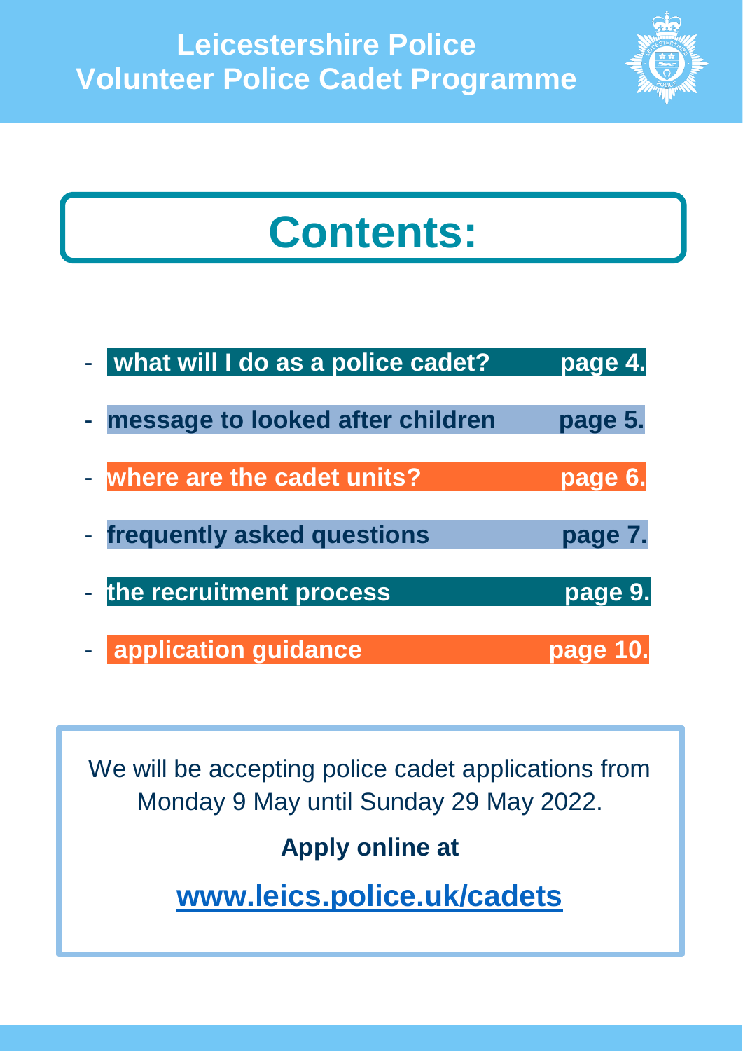# Leicestershire Police Volunteer Police Cadet Programme

## Contents:

- **what will I do as a police cadet?** **page 4.**
- **message to looked after children** **page 5.**
- **where are the cadet units?** **page 6.**
- **frequently asked questions** **page 7.**
- **the recruitment process** **page 9.**
- **application guidance** **page 10.**

We will be accepting police cadet applications from Monday 9 May until Sunday 29 May 2022.

**Apply online at**

**www.leics.police.uk/cadets**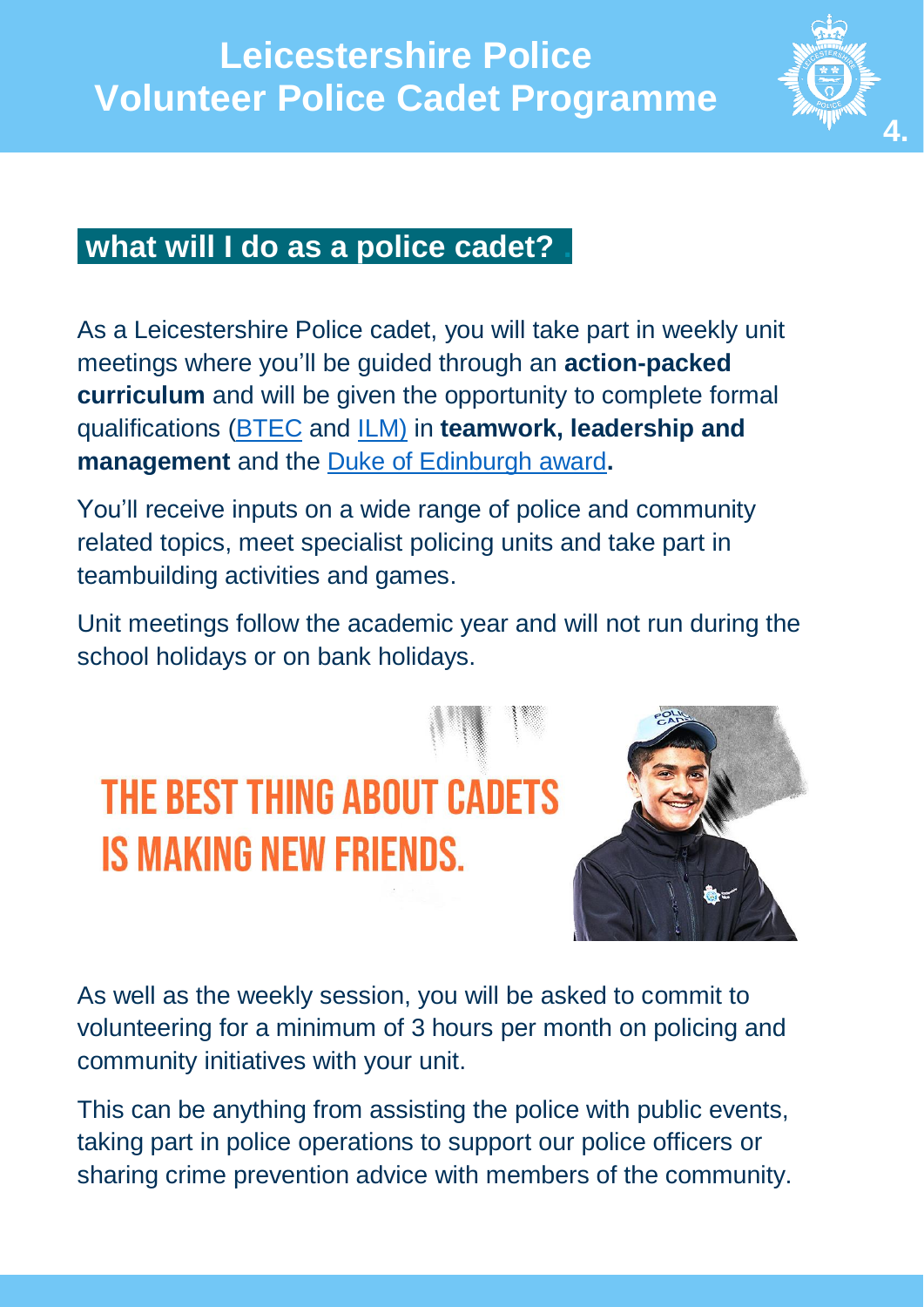## what will I do as a police cadet?

As a Leicestershire Police cadet, you will take part in weekly unit meetings where you'll be guided through an **action-packed curriculum** and will be given the opportunity to complete formal qualifications (BTEC and ILM) in **teamwork, leadership and management** and the Duke of Edinburgh award**.**

You'll receive inputs on a wide range of police and community related topics, meet specialist policing units and take part in teambuilding activities and games.

Unit meetings follow the academic year and will not run during the school holidays or on bank holidays.

**THE BEST THING ABOUT CADETS IS MAKING NEW FRIENDS.**

As well as the weekly session, you will be asked to commit to volunteering for a minimum of 3 hours per month on policing and community initiatives with your unit.

This can be anything from assisting the police with public events, taking part in police operations to support our police officers or sharing crime prevention advice with members of the community.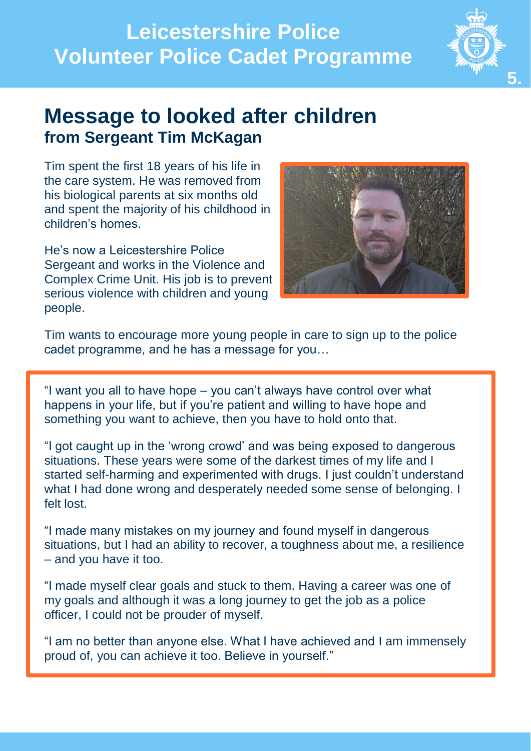# Message to looked after children

## from Sergeant Tim McKagan

Tim spent the first 18 years of his life in the care system. He was removed from his biological parents at six months old and spent the majority of his childhood in children's homes.

He's now a Leicestershire Police Sergeant and works in the Violence and Complex Crime Unit. His job is to prevent serious violence with children and young people.

Tim wants to encourage more young people in care to sign up to the police cadet programme, and he has a message for you…

"I want you all to have hope – you can't always have control over what happens in your life, but if you're patient and willing to have hope and something you want to achieve, then you have to hold onto that.

"I got caught up in the 'wrong crowd' and was being exposed to dangerous situations. These years were some of the darkest times of my life and I started self-harming and experimented with drugs. I just couldn't understand what I had done wrong and desperately needed some sense of belonging. I felt lost.

"I made many mistakes on my journey and found myself in dangerous situations, but I had an ability to recover, a toughness about me, a resilience – and you have it too.

"I made myself clear goals and stuck to them. Having a career was one of my goals and although it was a long journey to get the job as a police officer, I could not be prouder of myself.

"I am no better than anyone else. What I have achieved and I am immensely proud of, you can achieve it too. Believe in yourself."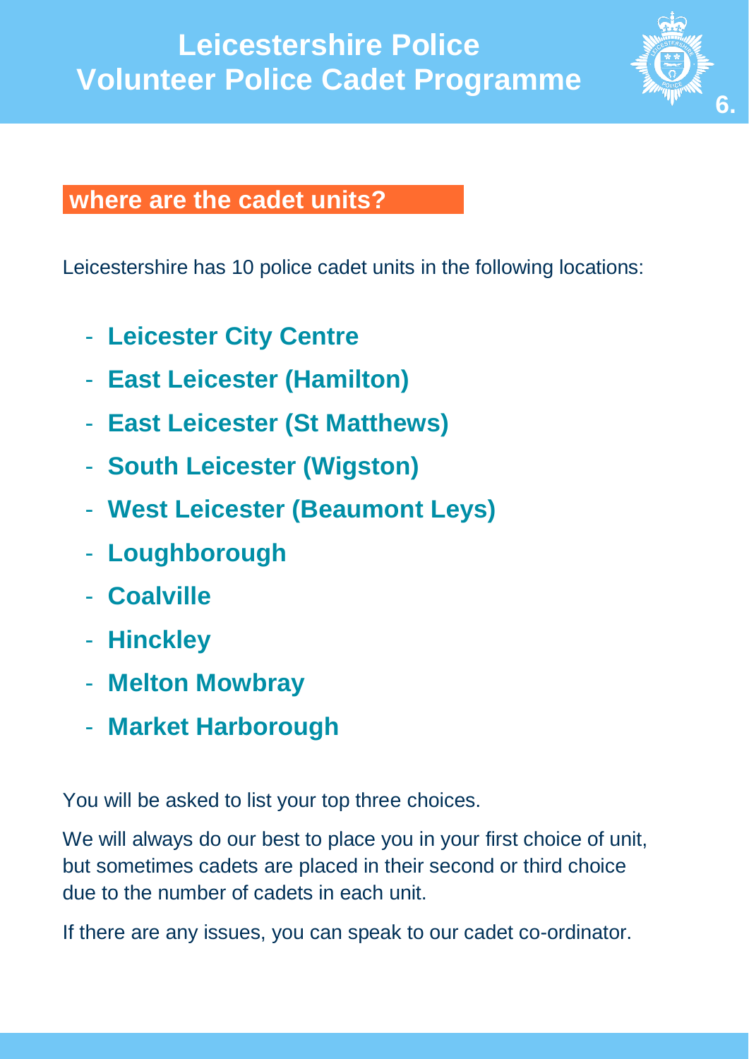## where are the cadet units?

Leicestershire has 10 police cadet units in the following locations:

- **Leicester City Centre**
- **East Leicester (Hamilton)**
- **East Leicester (St Matthews)**
- **South Leicester (Wigston)**
- **West Leicester (Beaumont Leys)**
- **Loughborough**
- **Coalville**
- **Hinckley**
- **Melton Mowbray**
- **Market Harborough**

You will be asked to list your top three choices.

We will always do our best to place you in your first choice of unit, but sometimes cadets are placed in their second or third choice due to the number of cadets in each unit.

If there are any issues, you can speak to our cadet co-ordinator.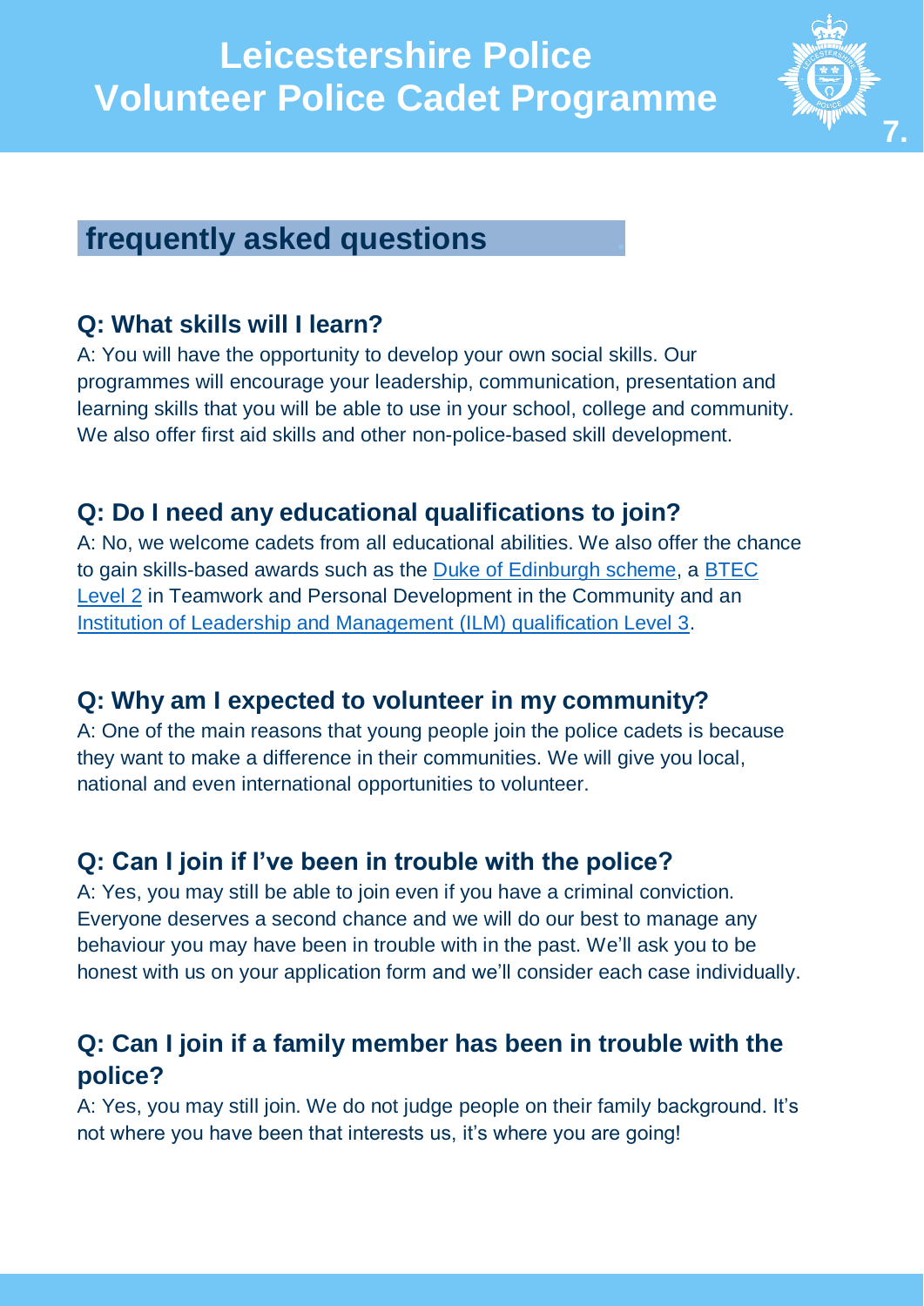# Leicestershire Police Volunteer Police Cadet Programme

## frequently asked questions

### Q: What skills will I learn?

A: You will have the opportunity to develop your own social skills. Our programmes will encourage your leadership, communication, presentation and learning skills that you will be able to use in your school, college and community. We also offer first aid skills and other non-police-based skill development.

### Q: Do I need any educational qualifications to join?

A: No, we welcome cadets from all educational abilities. We also offer the chance to gain skills-based awards such as the Duke of Edinburgh scheme, a BTEC Level 2 in Teamwork and Personal Development in the Community and an Institution of Leadership and Management (ILM) qualification Level 3.

### Q: Why am I expected to volunteer in my community?

A: One of the main reasons that young people join the police cadets is because they want to make a difference in their communities. We will give you local, national and even international opportunities to volunteer.

### Q: Can I join if I've been in trouble with the police?

A: Yes, you may still be able to join even if you have a criminal conviction. Everyone deserves a second chance and we will do our best to manage any behaviour you may have been in trouble with in the past. We'll ask you to be honest with us on your application form and we'll consider each case individually.

### Q: Can I join if a family member has been in trouble with the police?

A: Yes, you may still join. We do not judge people on their family background. It's not where you have been that interests us, it's where you are going!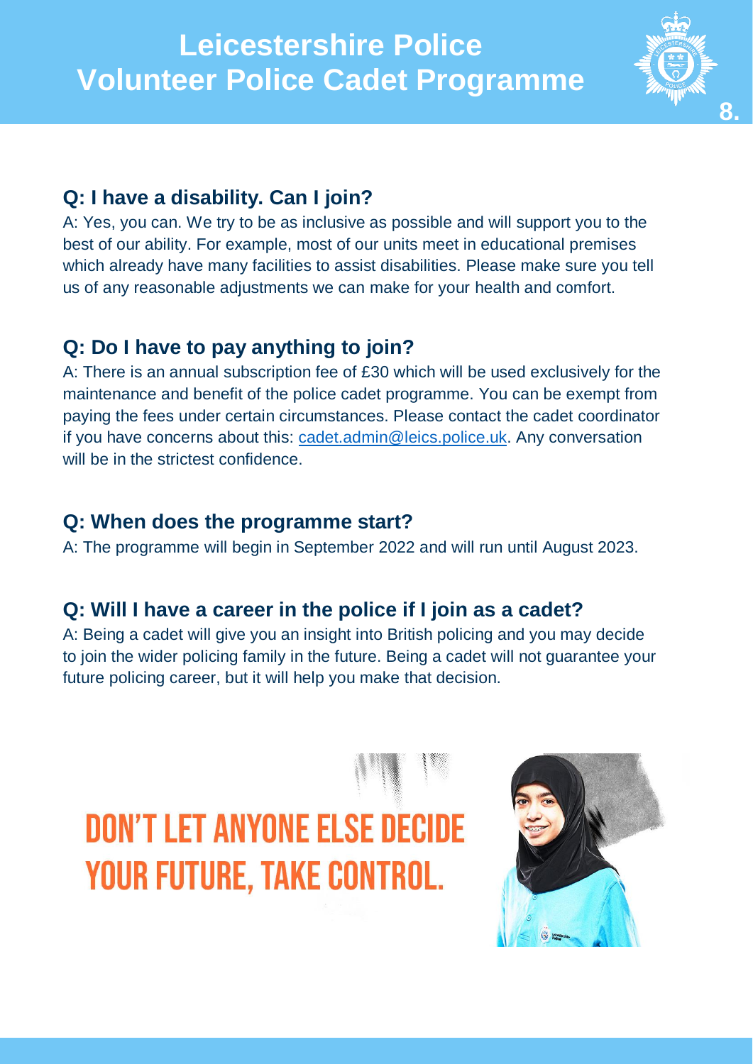## Q: I have a disability. Can I join?

A: Yes, you can. We try to be as inclusive as possible and will support you to the best of our ability. For example, most of our units meet in educational premises which already have many facilities to assist disabilities. Please make sure you tell us of any reasonable adjustments we can make for your health and comfort.

## Q: Do I have to pay anything to join?

A: There is an annual subscription fee of £30 which will be used exclusively for the maintenance and benefit of the police cadet programme. You can be exempt from paying the fees under certain circumstances. Please contact the cadet coordinator if you have concerns about this: cadet.admin@leics.police.uk. Any conversation will be in the strictest confidence.

## Q: When does the programme start?

A: The programme will begin in September 2022 and will run until August 2023.

## Q: Will I have a career in the police if I join as a cadet?

A: Being a cadet will give you an insight into British policing and you may decide to join the wider policing family in the future. Being a cadet will not guarantee your future policing career, but it will help you make that decision.

**DON'T LET ANYONE ELSE DECIDE YOUR FUTURE, TAKE CONTROL.**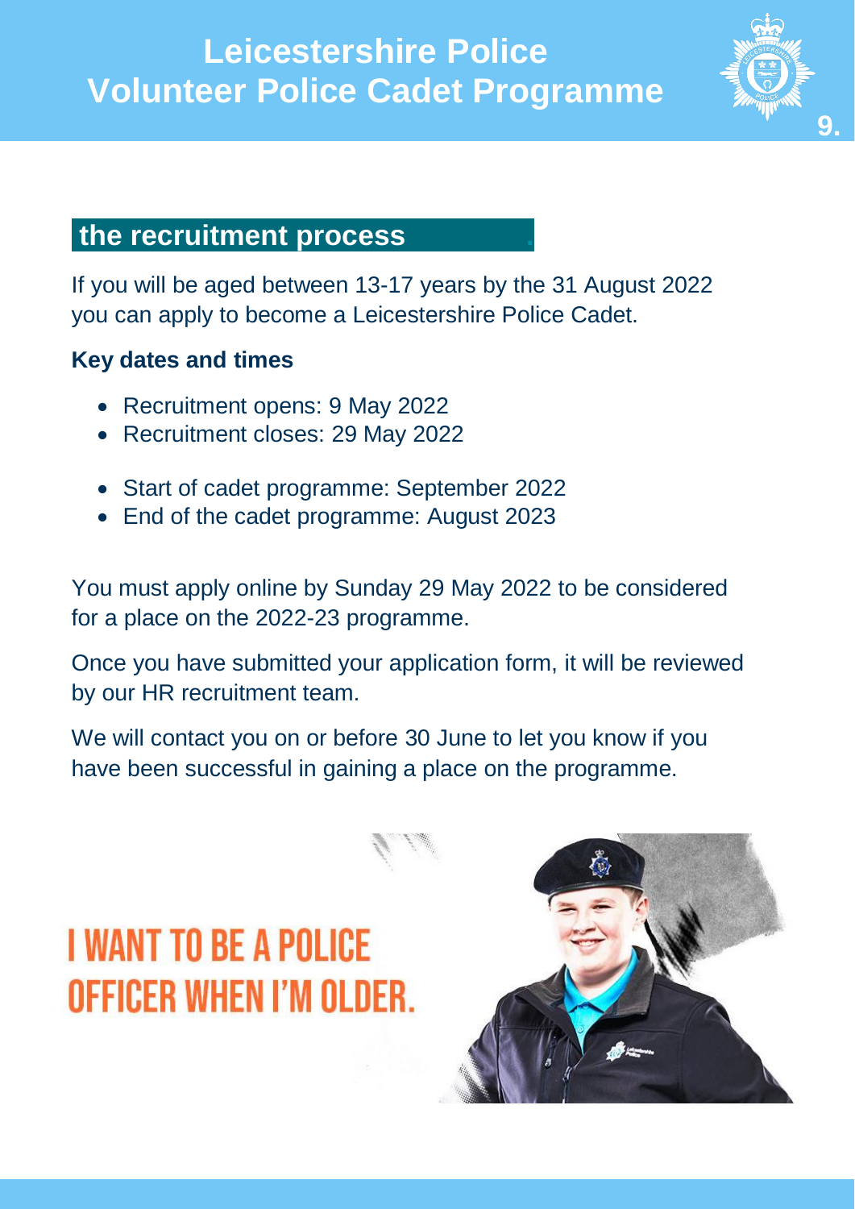## the recruitment process

If you will be aged between 13-17 years by the 31 August 2022 you can apply to become a Leicestershire Police Cadet.

**Key dates and times**

- Recruitment opens: 9 May 2022
- Recruitment closes: 29 May 2022

- Start of cadet programme: September 2022
- End of the cadet programme: August 2023

You must apply online by Sunday 29 May 2022 to be considered for a place on the 2022-23 programme.

Once you have submitted your application form, it will be reviewed by our HR recruitment team.

We will contact you on or before 30 June to let you know if you have been successful in gaining a place on the programme.

I WANT TO BE A POLICE OFFICER WHEN I'M OLDER.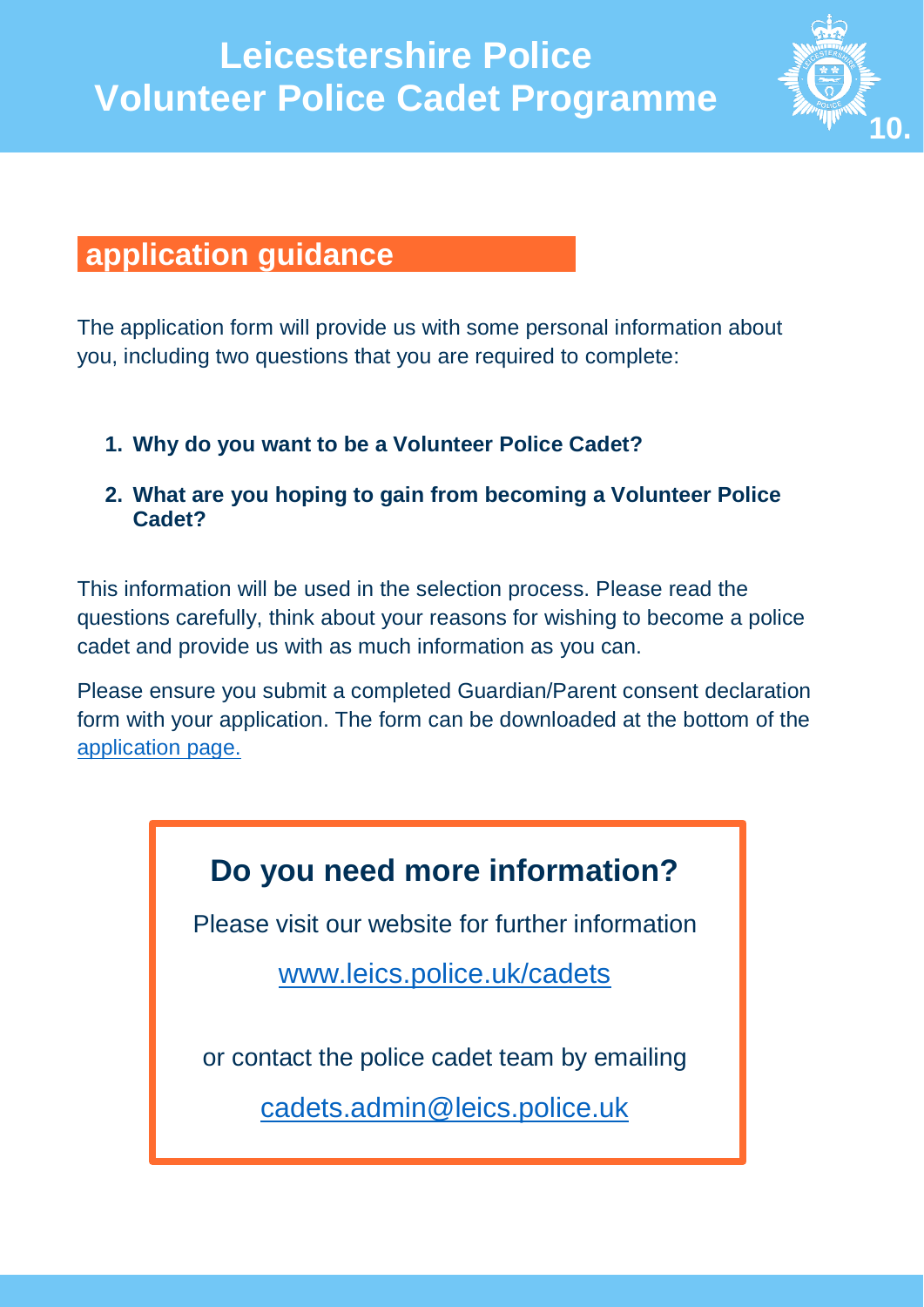# Leicestershire Police Volunteer Police Cadet Programme

## application guidance

The application form will provide us with some personal information about you, including two questions that you are required to complete:

1. **Why do you want to be a Volunteer Police Cadet?**
2. **What are you hoping to gain from becoming a Volunteer Police Cadet?**

This information will be used in the selection process. Please read the questions carefully, think about your reasons for wishing to become a police cadet and provide us with as much information as you can.

Please ensure you submit a completed Guardian/Parent consent declaration form with your application. The form can be downloaded at the bottom of the application page.

### Do you need more information?

Please visit our website for further information

www.leics.police.uk/cadets

or contact the police cadet team by emailing

cadets.admin@leics.police.uk